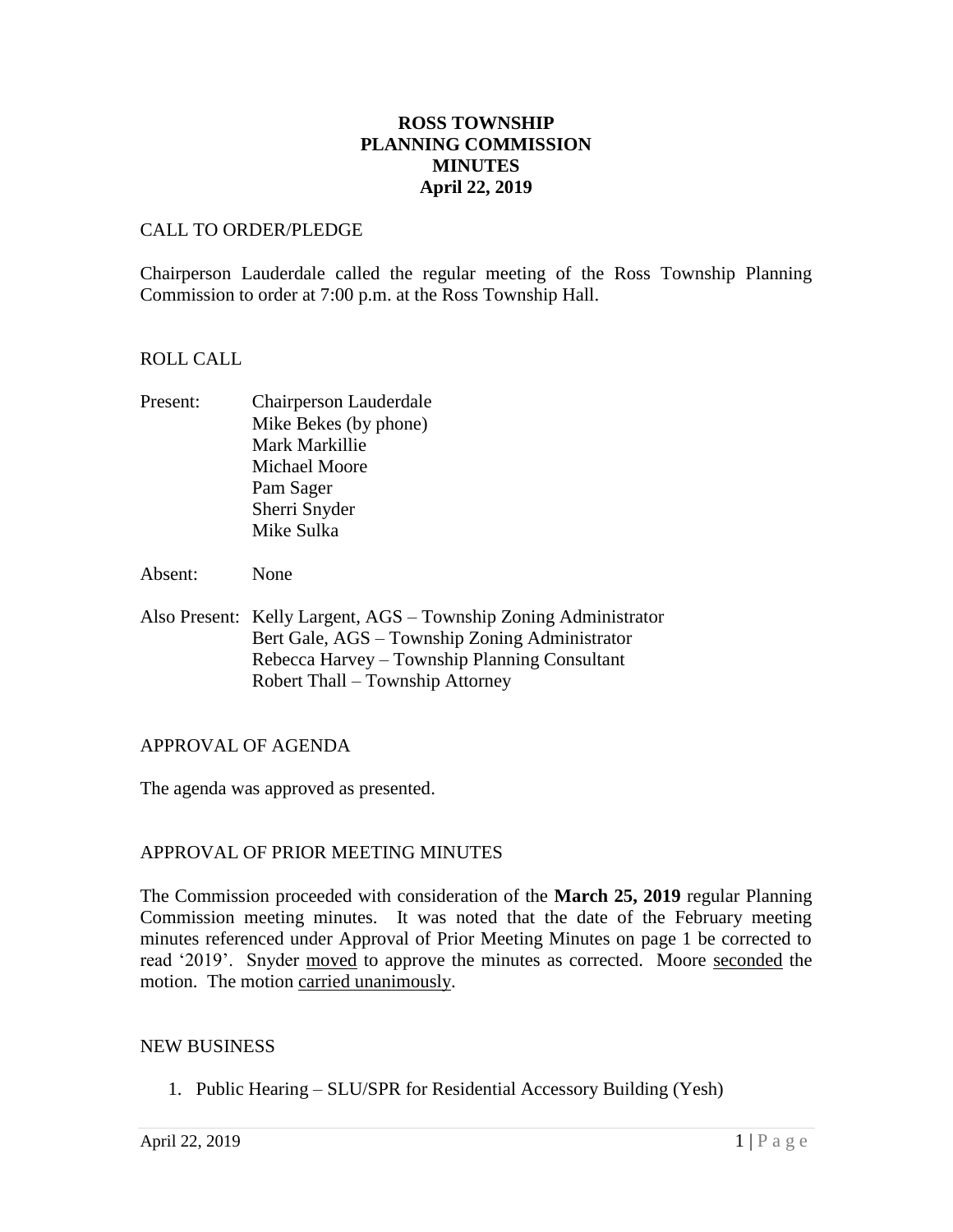# ROSS TOWNSHIP
# PLANNING COMMISSION
# MINUTES
# April 22, 2019

CALL TO ORDER/PLEDGE

Chairperson Lauderdale called the regular meeting of the Ross Township Planning Commission to order at 7:00 p.m. at the Ross Township Hall.

ROLL CALL

Present: Chairperson Lauderdale
Mike Bekes (by phone)
Mark Markillie
Michael Moore
Pam Sager
Sherri Snyder
Mike Sulka

Absent: None

Also Present: Kelly Largent, AGS – Township Zoning Administrator
Bert Gale, AGS – Township Zoning Administrator
Rebecca Harvey – Township Planning Consultant
Robert Thall – Township Attorney

APPROVAL OF AGENDA

The agenda was approved as presented.

APPROVAL OF PRIOR MEETING MINUTES

The Commission proceeded with consideration of the **March 25, 2019** regular Planning Commission meeting minutes. It was noted that the date of the February meeting minutes referenced under Approval of Prior Meeting Minutes on page 1 be corrected to read '2019'. Snyder moved to approve the minutes as corrected. Moore seconded the motion. The motion carried unanimously.

NEW BUSINESS

1. Public Hearing – SLU/SPR for Residential Accessory Building (Yesh)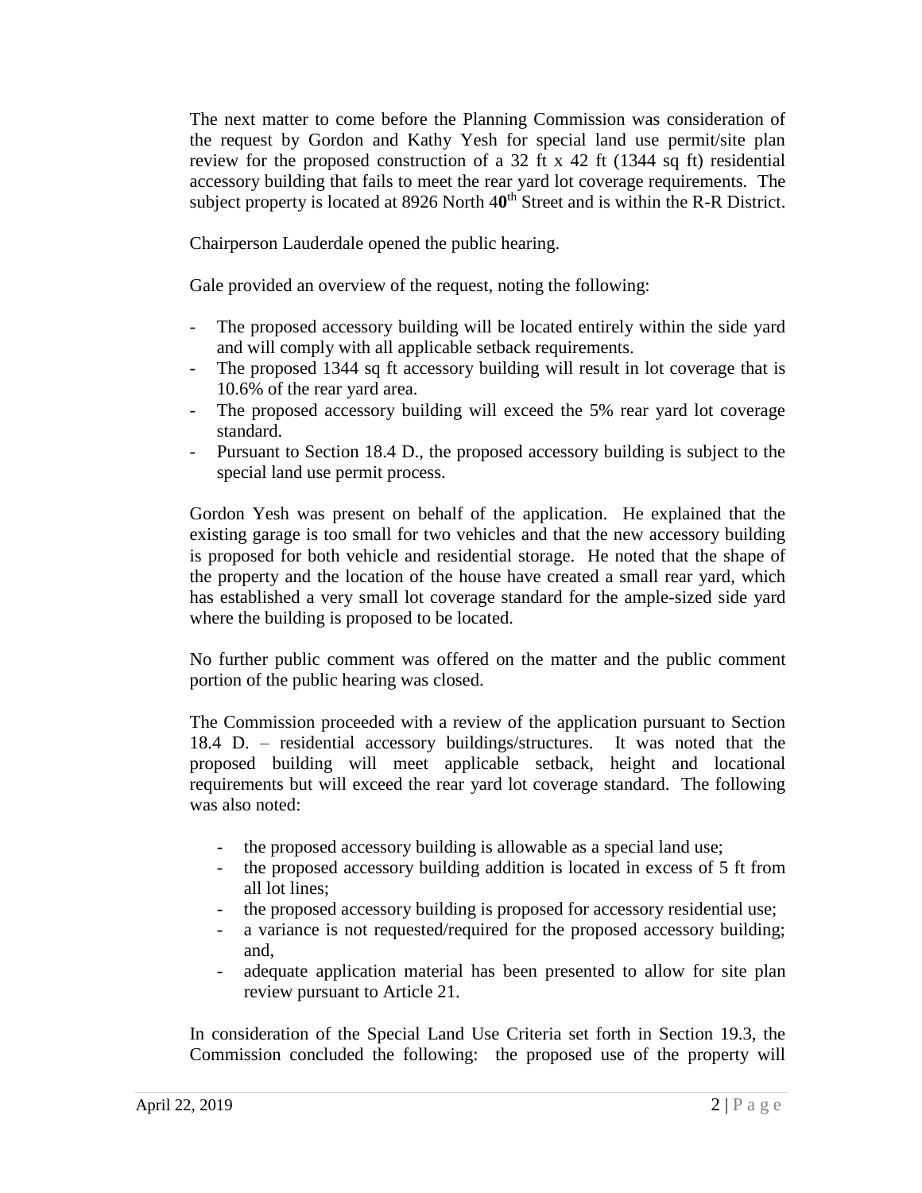The next matter to come before the Planning Commission was consideration of the request by Gordon and Kathy Yesh for special land use permit/site plan review for the proposed construction of a 32 ft x 42 ft (1344 sq ft) residential accessory building that fails to meet the rear yard lot coverage requirements. The subject property is located at 8926 North 40th Street and is within the R-R District.

Chairperson Lauderdale opened the public hearing.

Gale provided an overview of the request, noting the following:

- The proposed accessory building will be located entirely within the side yard and will comply with all applicable setback requirements.
- The proposed 1344 sq ft accessory building will result in lot coverage that is 10.6% of the rear yard area.
- The proposed accessory building will exceed the 5% rear yard lot coverage standard.
- Pursuant to Section 18.4 D., the proposed accessory building is subject to the special land use permit process.

Gordon Yesh was present on behalf of the application. He explained that the existing garage is too small for two vehicles and that the new accessory building is proposed for both vehicle and residential storage. He noted that the shape of the property and the location of the house have created a small rear yard, which has established a very small lot coverage standard for the ample-sized side yard where the building is proposed to be located.

No further public comment was offered on the matter and the public comment portion of the public hearing was closed.

The Commission proceeded with a review of the application pursuant to Section 18.4 D. – residential accessory buildings/structures. It was noted that the proposed building will meet applicable setback, height and locational requirements but will exceed the rear yard lot coverage standard. The following was also noted:

- the proposed accessory building is allowable as a special land use;
- the proposed accessory building addition is located in excess of 5 ft from all lot lines;
- the proposed accessory building is proposed for accessory residential use;
- a variance is not requested/required for the proposed accessory building; and,
- adequate application material has been presented to allow for site plan review pursuant to Article 21.

In consideration of the Special Land Use Criteria set forth in Section 19.3, the Commission concluded the following: the proposed use of the property will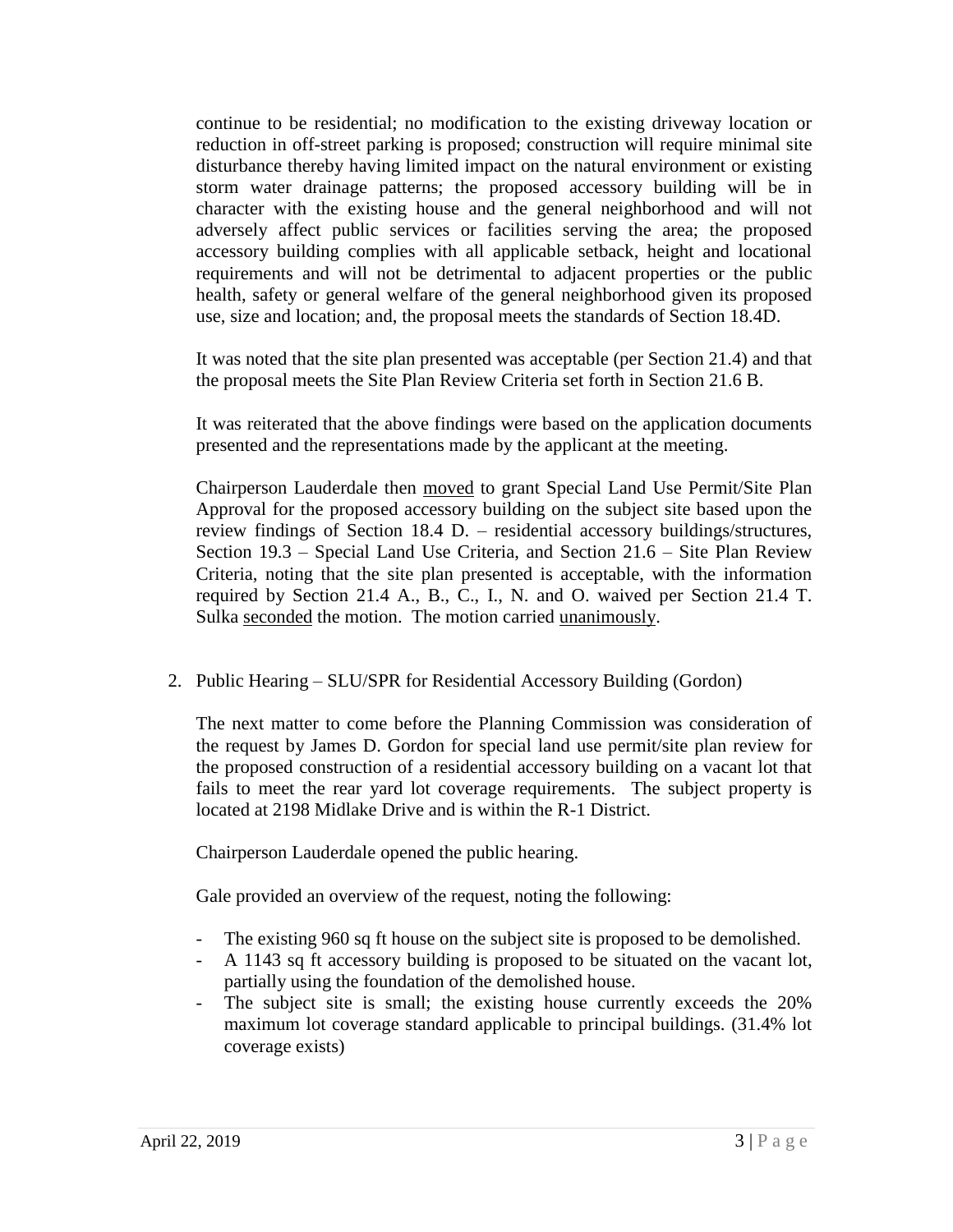continue to be residential; no modification to the existing driveway location or reduction in off-street parking is proposed; construction will require minimal site disturbance thereby having limited impact on the natural environment or existing storm water drainage patterns; the proposed accessory building will be in character with the existing house and the general neighborhood and will not adversely affect public services or facilities serving the area; the proposed accessory building complies with all applicable setback, height and locational requirements and will not be detrimental to adjacent properties or the public health, safety or general welfare of the general neighborhood given its proposed use, size and location; and, the proposal meets the standards of Section 18.4D.

It was noted that the site plan presented was acceptable (per Section 21.4) and that the proposal meets the Site Plan Review Criteria set forth in Section 21.6 B.

It was reiterated that the above findings were based on the application documents presented and the representations made by the applicant at the meeting.

Chairperson Lauderdale then moved to grant Special Land Use Permit/Site Plan Approval for the proposed accessory building on the subject site based upon the review findings of Section 18.4 D. – residential accessory buildings/structures, Section 19.3 – Special Land Use Criteria, and Section 21.6 – Site Plan Review Criteria, noting that the site plan presented is acceptable, with the information required by Section 21.4 A., B., C., I., N. and O. waived per Section 21.4 T. Sulka seconded the motion. The motion carried unanimously.

2. Public Hearing – SLU/SPR for Residential Accessory Building (Gordon)

The next matter to come before the Planning Commission was consideration of the request by James D. Gordon for special land use permit/site plan review for the proposed construction of a residential accessory building on a vacant lot that fails to meet the rear yard lot coverage requirements. The subject property is located at 2198 Midlake Drive and is within the R-1 District.

Chairperson Lauderdale opened the public hearing.

Gale provided an overview of the request, noting the following:

- The existing 960 sq ft house on the subject site is proposed to be demolished.
- A 1143 sq ft accessory building is proposed to be situated on the vacant lot, partially using the foundation of the demolished house.
- The subject site is small; the existing house currently exceeds the 20% maximum lot coverage standard applicable to principal buildings. (31.4% lot coverage exists)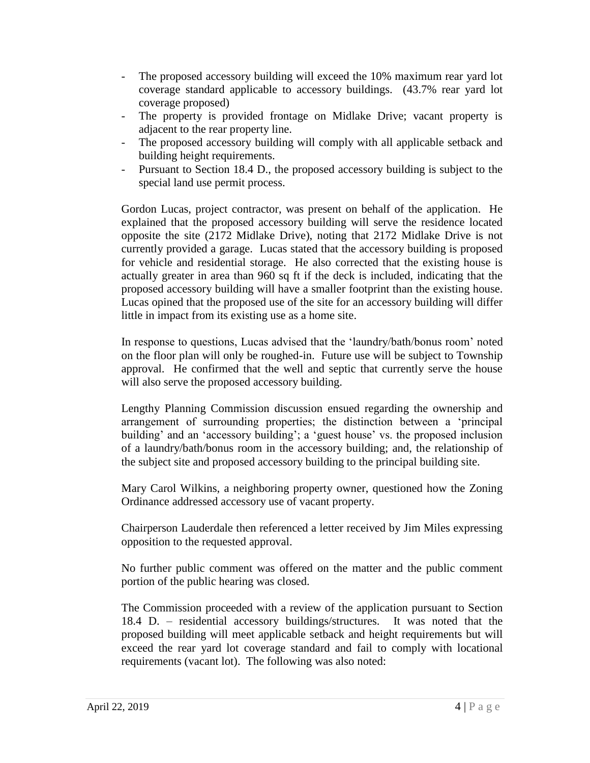- The proposed accessory building will exceed the 10% maximum rear yard lot coverage standard applicable to accessory buildings. (43.7% rear yard lot coverage proposed)
- The property is provided frontage on Midlake Drive; vacant property is adjacent to the rear property line.
- The proposed accessory building will comply with all applicable setback and building height requirements.
- Pursuant to Section 18.4 D., the proposed accessory building is subject to the special land use permit process.

Gordon Lucas, project contractor, was present on behalf of the application. He explained that the proposed accessory building will serve the residence located opposite the site (2172 Midlake Drive), noting that 2172 Midlake Drive is not currently provided a garage. Lucas stated that the accessory building is proposed for vehicle and residential storage. He also corrected that the existing house is actually greater in area than 960 sq ft if the deck is included, indicating that the proposed accessory building will have a smaller footprint than the existing house. Lucas opined that the proposed use of the site for an accessory building will differ little in impact from its existing use as a home site.

In response to questions, Lucas advised that the 'laundry/bath/bonus room' noted on the floor plan will only be roughed-in. Future use will be subject to Township approval. He confirmed that the well and septic that currently serve the house will also serve the proposed accessory building.

Lengthy Planning Commission discussion ensued regarding the ownership and arrangement of surrounding properties; the distinction between a 'principal building' and an 'accessory building'; a 'guest house' vs. the proposed inclusion of a laundry/bath/bonus room in the accessory building; and, the relationship of the subject site and proposed accessory building to the principal building site.

Mary Carol Wilkins, a neighboring property owner, questioned how the Zoning Ordinance addressed accessory use of vacant property.

Chairperson Lauderdale then referenced a letter received by Jim Miles expressing opposition to the requested approval.

No further public comment was offered on the matter and the public comment portion of the public hearing was closed.

The Commission proceeded with a review of the application pursuant to Section 18.4 D. – residential accessory buildings/structures. It was noted that the proposed building will meet applicable setback and height requirements but will exceed the rear yard lot coverage standard and fail to comply with locational requirements (vacant lot). The following was also noted: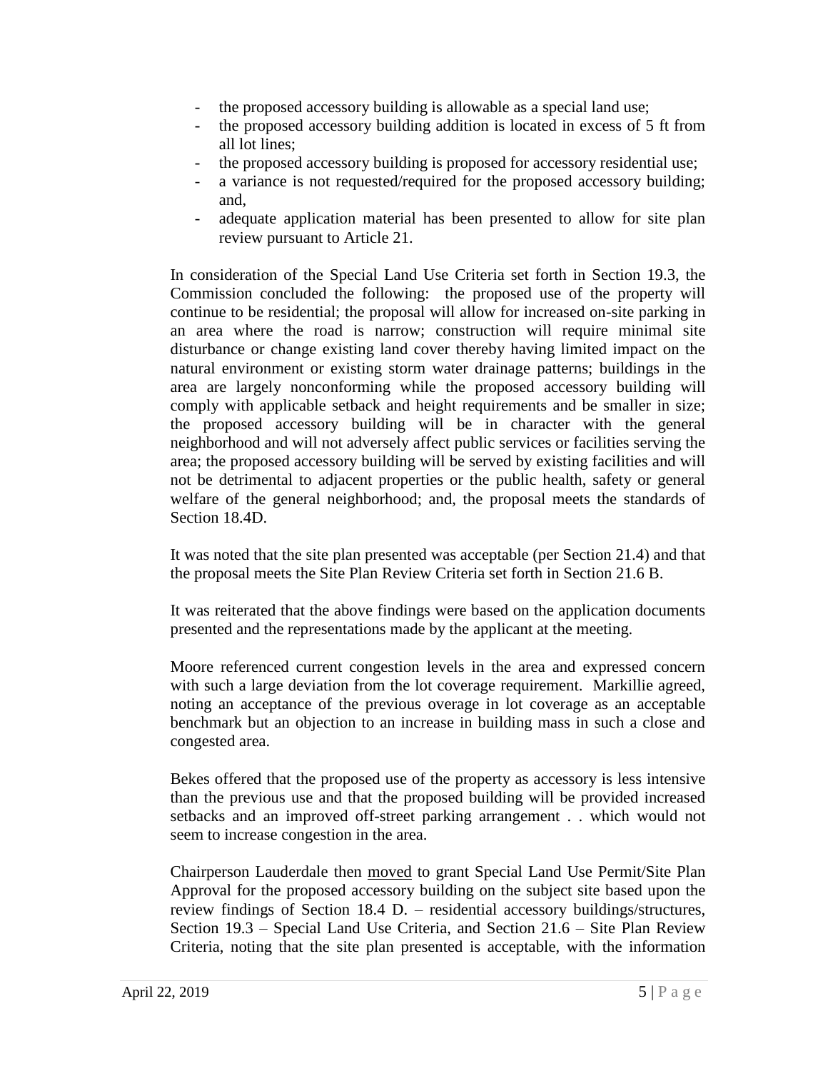- the proposed accessory building is allowable as a special land use;
- the proposed accessory building addition is located in excess of 5 ft from all lot lines;
- the proposed accessory building is proposed for accessory residential use;
- a variance is not requested/required for the proposed accessory building; and,
- adequate application material has been presented to allow for site plan review pursuant to Article 21.

In consideration of the Special Land Use Criteria set forth in Section 19.3, the Commission concluded the following: the proposed use of the property will continue to be residential; the proposal will allow for increased on-site parking in an area where the road is narrow; construction will require minimal site disturbance or change existing land cover thereby having limited impact on the natural environment or existing storm water drainage patterns; buildings in the area are largely nonconforming while the proposed accessory building will comply with applicable setback and height requirements and be smaller in size; the proposed accessory building will be in character with the general neighborhood and will not adversely affect public services or facilities serving the area; the proposed accessory building will be served by existing facilities and will not be detrimental to adjacent properties or the public health, safety or general welfare of the general neighborhood; and, the proposal meets the standards of Section 18.4D.

It was noted that the site plan presented was acceptable (per Section 21.4) and that the proposal meets the Site Plan Review Criteria set forth in Section 21.6 B.

It was reiterated that the above findings were based on the application documents presented and the representations made by the applicant at the meeting.

Moore referenced current congestion levels in the area and expressed concern with such a large deviation from the lot coverage requirement. Markillie agreed, noting an acceptance of the previous overage in lot coverage as an acceptable benchmark but an objection to an increase in building mass in such a close and congested area.

Bekes offered that the proposed use of the property as accessory is less intensive than the previous use and that the proposed building will be provided increased setbacks and an improved off-street parking arrangement . . which would not seem to increase congestion in the area.

Chairperson Lauderdale then moved to grant Special Land Use Permit/Site Plan Approval for the proposed accessory building on the subject site based upon the review findings of Section 18.4 D. – residential accessory buildings/structures, Section 19.3 – Special Land Use Criteria, and Section 21.6 – Site Plan Review Criteria, noting that the site plan presented is acceptable, with the information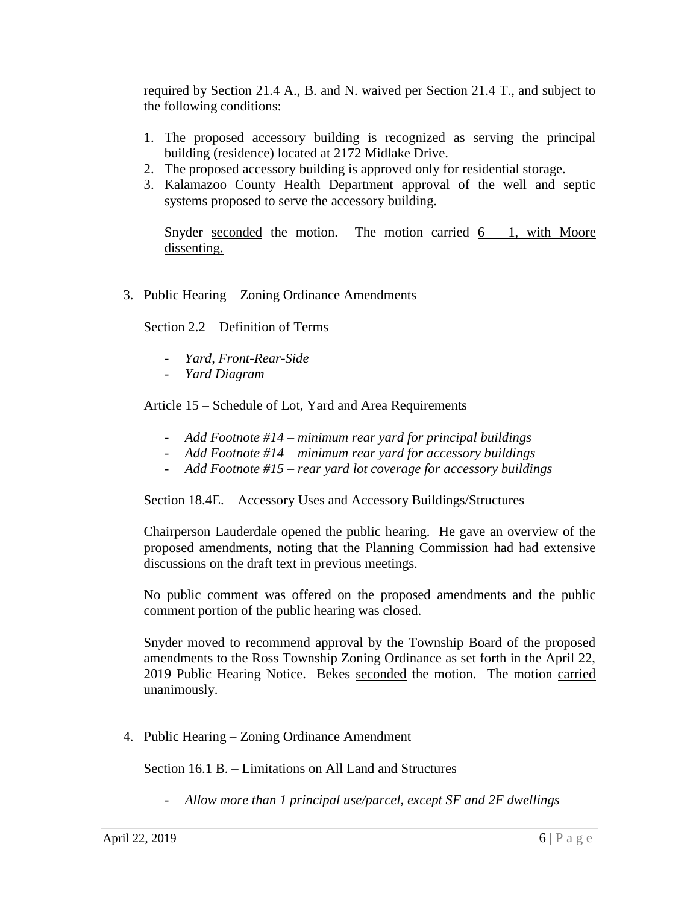required by Section 21.4 A., B. and N. waived per Section 21.4 T., and subject to the following conditions:

1. The proposed accessory building is recognized as serving the principal building (residence) located at 2172 Midlake Drive.
2. The proposed accessory building is approved only for residential storage.
3. Kalamazoo County Health Department approval of the well and septic systems proposed to serve the accessory building.

Snyder <u>seconded</u> the motion. The motion carried <u>6 – 1, with Moore dissenting.</u>

3. Public Hearing – Zoning Ordinance Amendments

Section 2.2 – Definition of Terms

- *Yard, Front-Rear-Side*
- *Yard Diagram*

Article 15 – Schedule of Lot, Yard and Area Requirements

- *Add Footnote #14 – minimum rear yard for principal buildings*
- *Add Footnote #14 – minimum rear yard for accessory buildings*
- *Add Footnote #15 – rear yard lot coverage for accessory buildings*

Section 18.4E. – Accessory Uses and Accessory Buildings/Structures

Chairperson Lauderdale opened the public hearing. He gave an overview of the proposed amendments, noting that the Planning Commission had had extensive discussions on the draft text in previous meetings.

No public comment was offered on the proposed amendments and the public comment portion of the public hearing was closed.

Snyder <u>moved</u> to recommend approval by the Township Board of the proposed amendments to the Ross Township Zoning Ordinance as set forth in the April 22, 2019 Public Hearing Notice. Bekes <u>seconded</u> the motion. The motion <u>carried unanimously.</u>

4. Public Hearing – Zoning Ordinance Amendment

Section 16.1 B. – Limitations on All Land and Structures

- *Allow more than 1 principal use/parcel, except SF and 2F dwellings*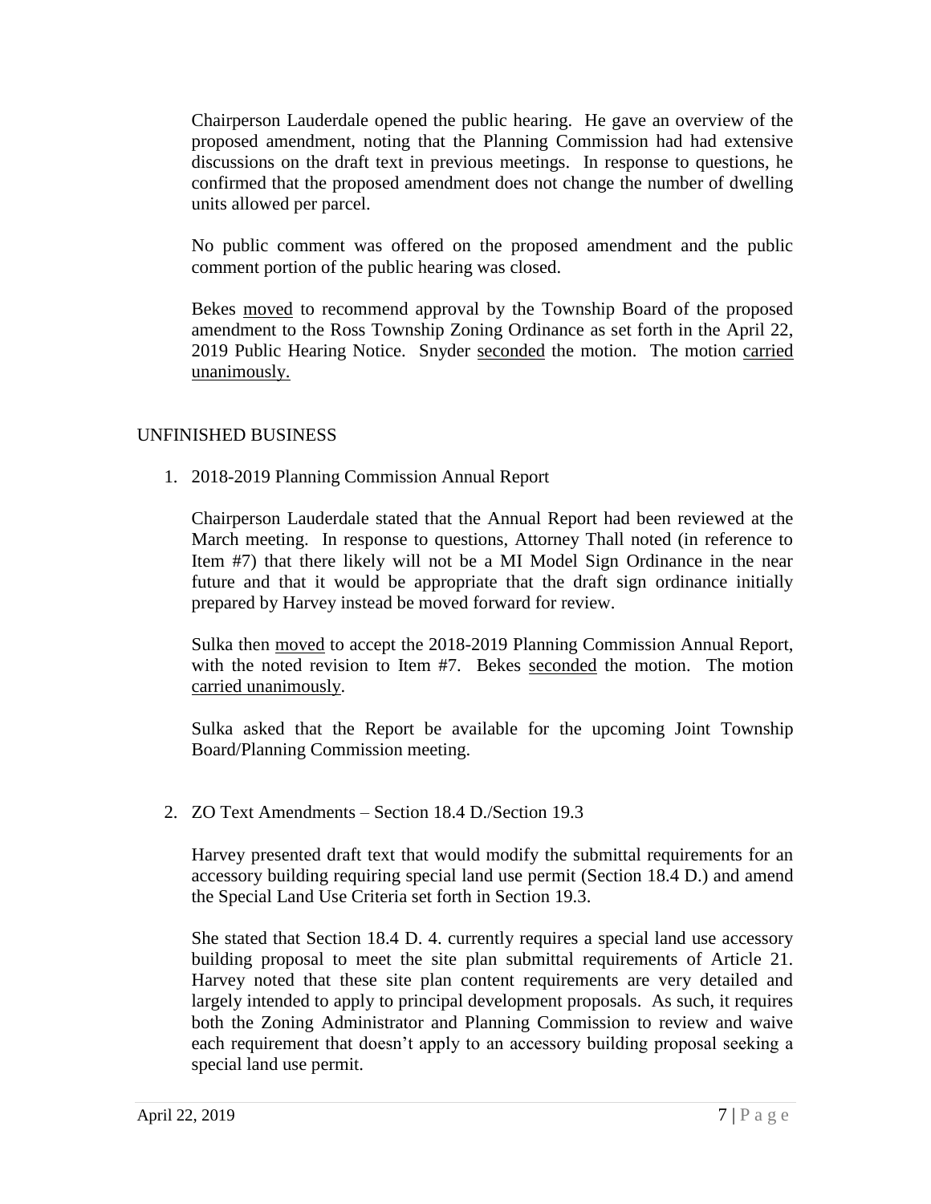Chairperson Lauderdale opened the public hearing. He gave an overview of the proposed amendment, noting that the Planning Commission had had extensive discussions on the draft text in previous meetings. In response to questions, he confirmed that the proposed amendment does not change the number of dwelling units allowed per parcel.

No public comment was offered on the proposed amendment and the public comment portion of the public hearing was closed.

Bekes moved to recommend approval by the Township Board of the proposed amendment to the Ross Township Zoning Ordinance as set forth in the April 22, 2019 Public Hearing Notice. Snyder seconded the motion. The motion carried unanimously.

## UNFINISHED BUSINESS

1. 2018-2019 Planning Commission Annual Report

   Chairperson Lauderdale stated that the Annual Report had been reviewed at the March meeting. In response to questions, Attorney Thall noted (in reference to Item #7) that there likely will not be a MI Model Sign Ordinance in the near future and that it would be appropriate that the draft sign ordinance initially prepared by Harvey instead be moved forward for review.

   Sulka then moved to accept the 2018-2019 Planning Commission Annual Report, with the noted revision to Item #7. Bekes seconded the motion. The motion carried unanimously.

   Sulka asked that the Report be available for the upcoming Joint Township Board/Planning Commission meeting.

2. ZO Text Amendments – Section 18.4 D./Section 19.3

   Harvey presented draft text that would modify the submittal requirements for an accessory building requiring special land use permit (Section 18.4 D.) and amend the Special Land Use Criteria set forth in Section 19.3.

   She stated that Section 18.4 D. 4. currently requires a special land use accessory building proposal to meet the site plan submittal requirements of Article 21. Harvey noted that these site plan content requirements are very detailed and largely intended to apply to principal development proposals. As such, it requires both the Zoning Administrator and Planning Commission to review and waive each requirement that doesn't apply to an accessory building proposal seeking a special land use permit.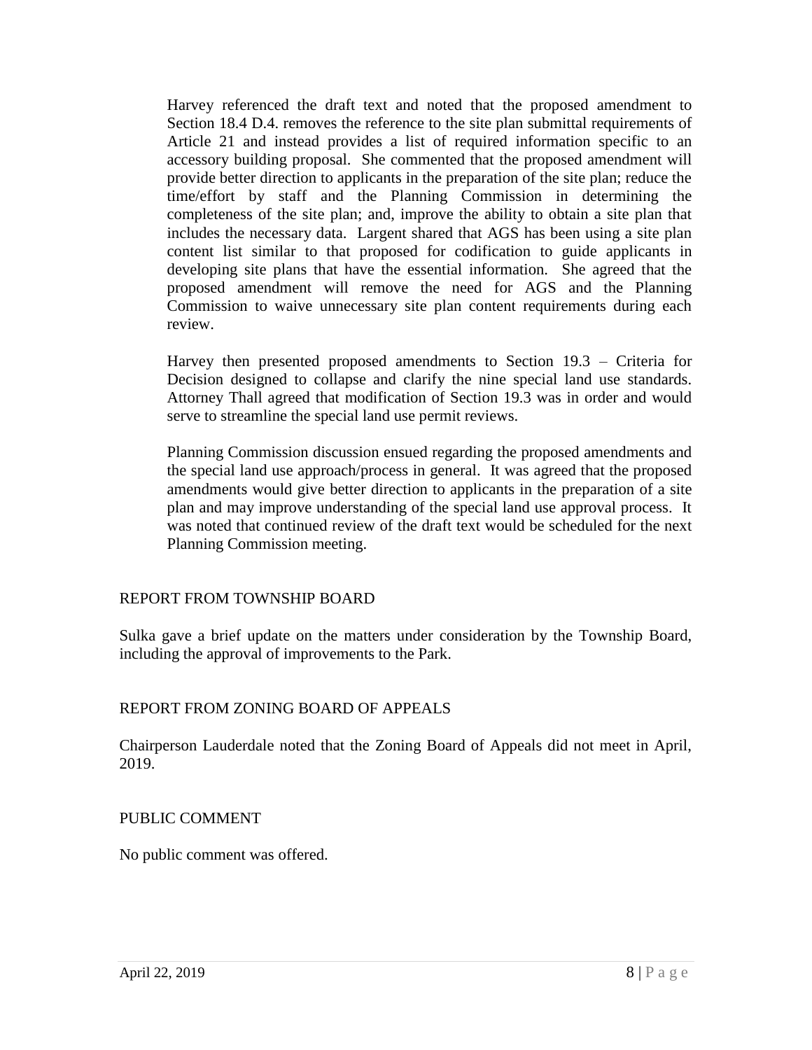Harvey referenced the draft text and noted that the proposed amendment to Section 18.4 D.4. removes the reference to the site plan submittal requirements of Article 21 and instead provides a list of required information specific to an accessory building proposal. She commented that the proposed amendment will provide better direction to applicants in the preparation of the site plan; reduce the time/effort by staff and the Planning Commission in determining the completeness of the site plan; and, improve the ability to obtain a site plan that includes the necessary data. Largent shared that AGS has been using a site plan content list similar to that proposed for codification to guide applicants in developing site plans that have the essential information. She agreed that the proposed amendment will remove the need for AGS and the Planning Commission to waive unnecessary site plan content requirements during each review.

Harvey then presented proposed amendments to Section 19.3 – Criteria for Decision designed to collapse and clarify the nine special land use standards. Attorney Thall agreed that modification of Section 19.3 was in order and would serve to streamline the special land use permit reviews.

Planning Commission discussion ensued regarding the proposed amendments and the special land use approach/process in general. It was agreed that the proposed amendments would give better direction to applicants in the preparation of a site plan and may improve understanding of the special land use approval process. It was noted that continued review of the draft text would be scheduled for the next Planning Commission meeting.

## REPORT FROM TOWNSHIP BOARD

Sulka gave a brief update on the matters under consideration by the Township Board, including the approval of improvements to the Park.

## REPORT FROM ZONING BOARD OF APPEALS

Chairperson Lauderdale noted that the Zoning Board of Appeals did not meet in April, 2019.

## PUBLIC COMMENT

No public comment was offered.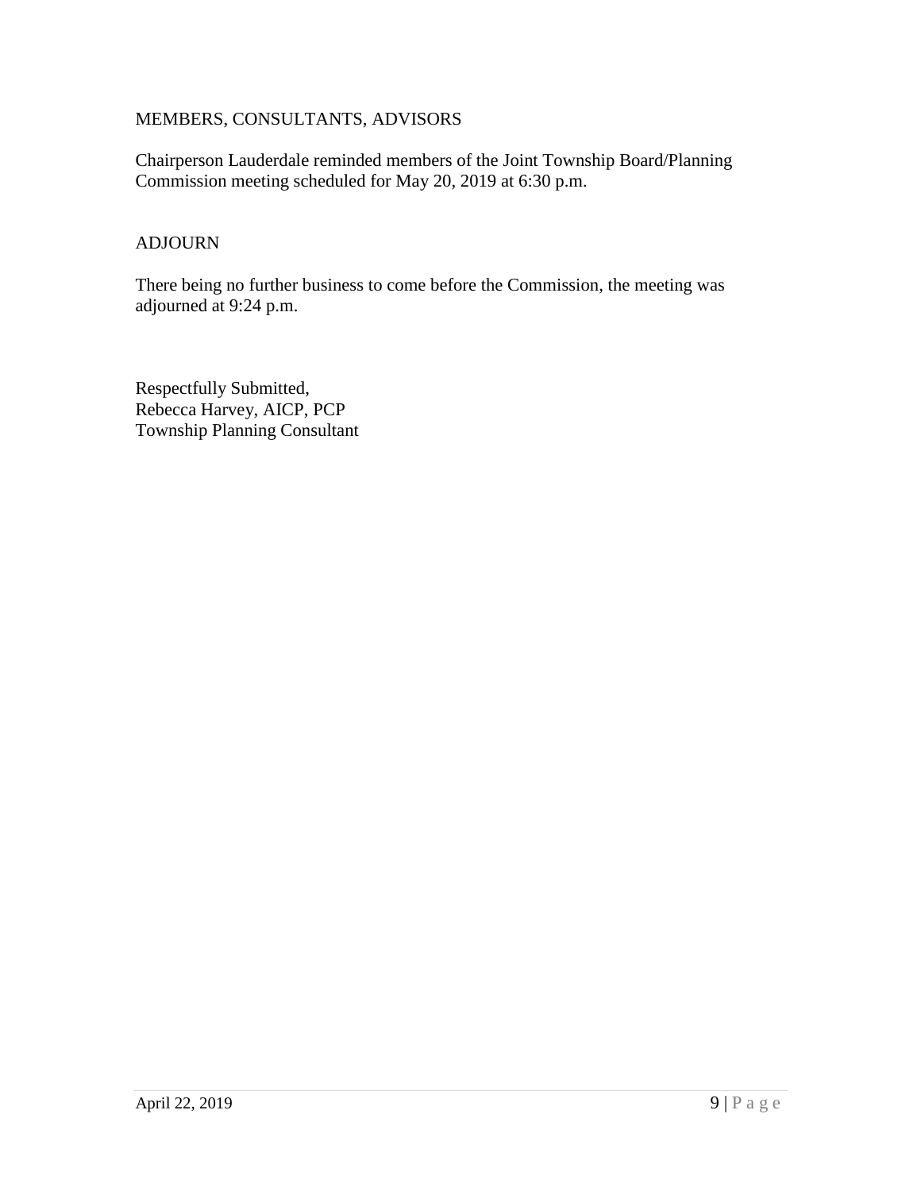MEMBERS, CONSULTANTS, ADVISORS

Chairperson Lauderdale reminded members of the Joint Township Board/Planning Commission meeting scheduled for May 20, 2019 at 6:30 p.m.

ADJOURN

There being no further business to come before the Commission, the meeting was adjourned at 9:24 p.m.

Respectfully Submitted,
Rebecca Harvey, AICP, PCP
Township Planning Consultant